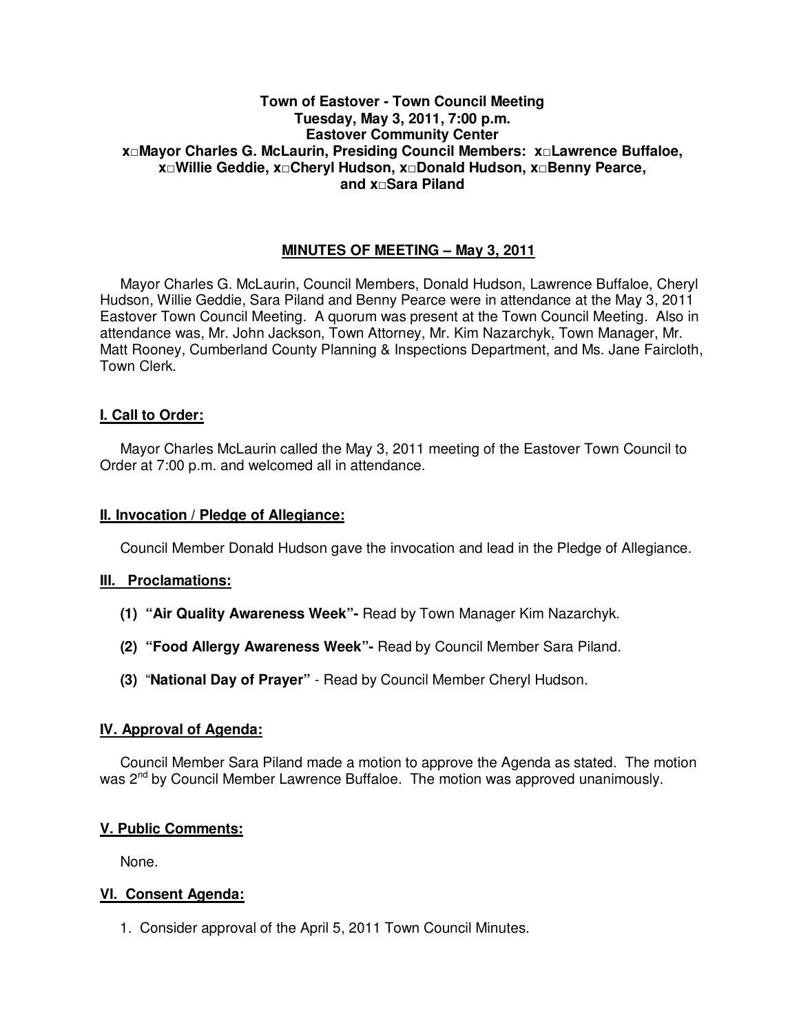**Town of Eastover - Town Council Meeting**
**Tuesday, May 3, 2011, 7:00 p.m.**
**Eastover Community Center**
**x□Mayor Charles G. McLaurin, Presiding Council Members: x□Lawrence Buffaloe, x□Willie Geddie, x□Cheryl Hudson, x□Donald Hudson, x□Benny Pearce, and x□Sara Piland**

## MINUTES OF MEETING – May 3, 2011

Mayor Charles G. McLaurin, Council Members, Donald Hudson, Lawrence Buffaloe, Cheryl Hudson, Willie Geddie, Sara Piland and Benny Pearce were in attendance at the May 3, 2011 Eastover Town Council Meeting. A quorum was present at the Town Council Meeting. Also in attendance was, Mr. John Jackson, Town Attorney, Mr. Kim Nazarchyk, Town Manager, Mr. Matt Rooney, Cumberland County Planning & Inspections Department, and Ms. Jane Faircloth, Town Clerk.

### I. Call to Order:

Mayor Charles McLaurin called the May 3, 2011 meeting of the Eastover Town Council to Order at 7:00 p.m. and welcomed all in attendance.

### II. Invocation / Pledge of Allegiance:

Council Member Donald Hudson gave the invocation and lead in the Pledge of Allegiance.

### III. Proclamations:

**(1) "Air Quality Awareness Week"-** Read by Town Manager Kim Nazarchyk.

**(2) "Food Allergy Awareness Week"-** Read by Council Member Sara Piland.

**(3) "National Day of Prayer"** - Read by Council Member Cheryl Hudson.

### IV. Approval of Agenda:

Council Member Sara Piland made a motion to approve the Agenda as stated. The motion was 2nd by Council Member Lawrence Buffaloe. The motion was approved unanimously.

### V. Public Comments:

None.

### VI. Consent Agenda:

1. Consider approval of the April 5, 2011 Town Council Minutes.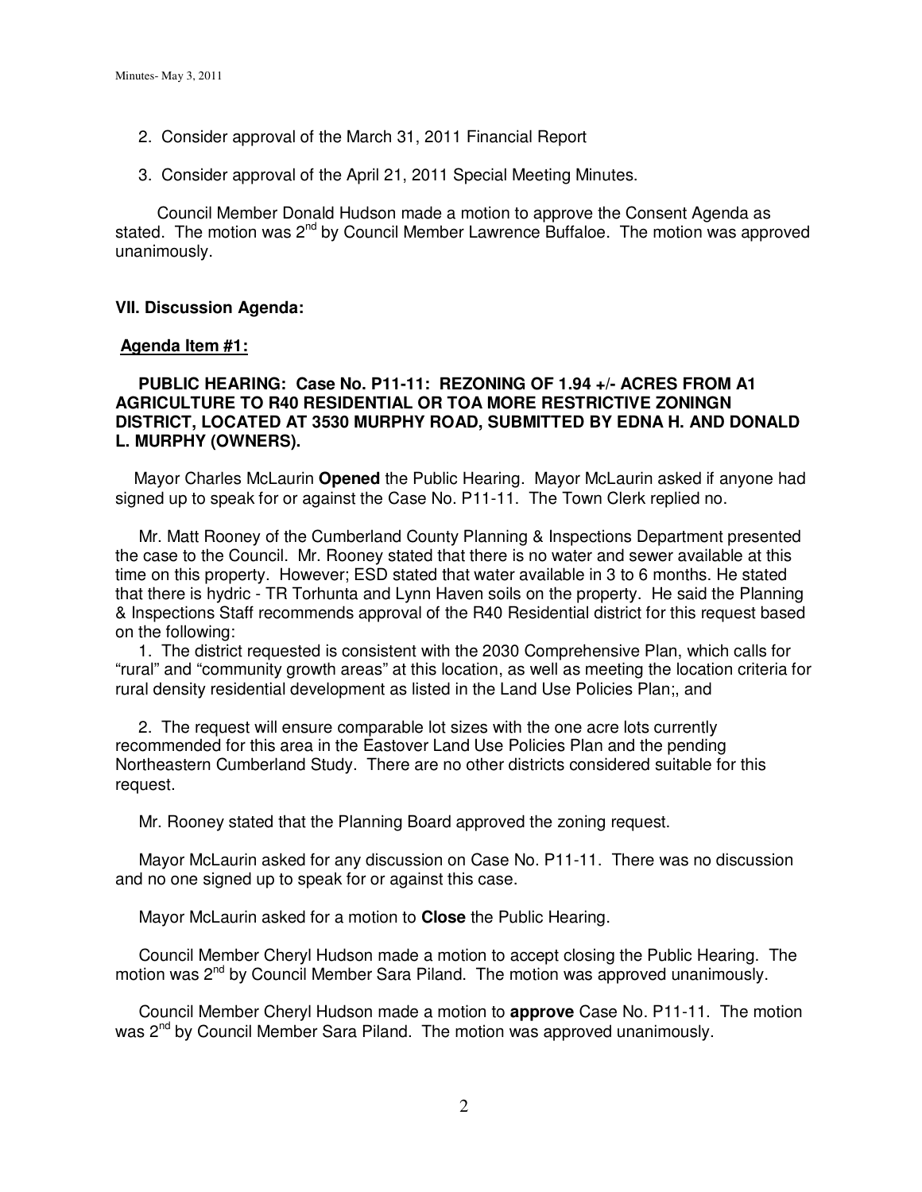2. Consider approval of the March 31, 2011 Financial Report

3. Consider approval of the April 21, 2011 Special Meeting Minutes.

Council Member Donald Hudson made a motion to approve the Consent Agenda as stated. The motion was 2nd by Council Member Lawrence Buffaloe. The motion was approved unanimously.

**VII. Discussion Agenda:**

**Agenda Item #1:**

**PUBLIC HEARING: Case No. P11-11: REZONING OF 1.94 +/- ACRES FROM A1 AGRICULTURE TO R40 RESIDENTIAL OR TOA MORE RESTRICTIVE ZONINGN DISTRICT, LOCATED AT 3530 MURPHY ROAD, SUBMITTED BY EDNA H. AND DONALD L. MURPHY (OWNERS).**

Mayor Charles McLaurin **Opened** the Public Hearing. Mayor McLaurin asked if anyone had signed up to speak for or against the Case No. P11-11. The Town Clerk replied no.

Mr. Matt Rooney of the Cumberland County Planning & Inspections Department presented the case to the Council. Mr. Rooney stated that there is no water and sewer available at this time on this property. However; ESD stated that water available in 3 to 6 months. He stated that there is hydric - TR Torhunta and Lynn Haven soils on the property. He said the Planning & Inspections Staff recommends approval of the R40 Residential district for this request based on the following:

1. The district requested is consistent with the 2030 Comprehensive Plan, which calls for "rural" and "community growth areas" at this location, as well as meeting the location criteria for rural density residential development as listed in the Land Use Policies Plan;, and

2. The request will ensure comparable lot sizes with the one acre lots currently recommended for this area in the Eastover Land Use Policies Plan and the pending Northeastern Cumberland Study. There are no other districts considered suitable for this request.

Mr. Rooney stated that the Planning Board approved the zoning request.

Mayor McLaurin asked for any discussion on Case No. P11-11. There was no discussion and no one signed up to speak for or against this case.

Mayor McLaurin asked for a motion to **Close** the Public Hearing.

Council Member Cheryl Hudson made a motion to accept closing the Public Hearing. The motion was 2nd by Council Member Sara Piland. The motion was approved unanimously.

Council Member Cheryl Hudson made a motion to **approve** Case No. P11-11. The motion was 2nd by Council Member Sara Piland. The motion was approved unanimously.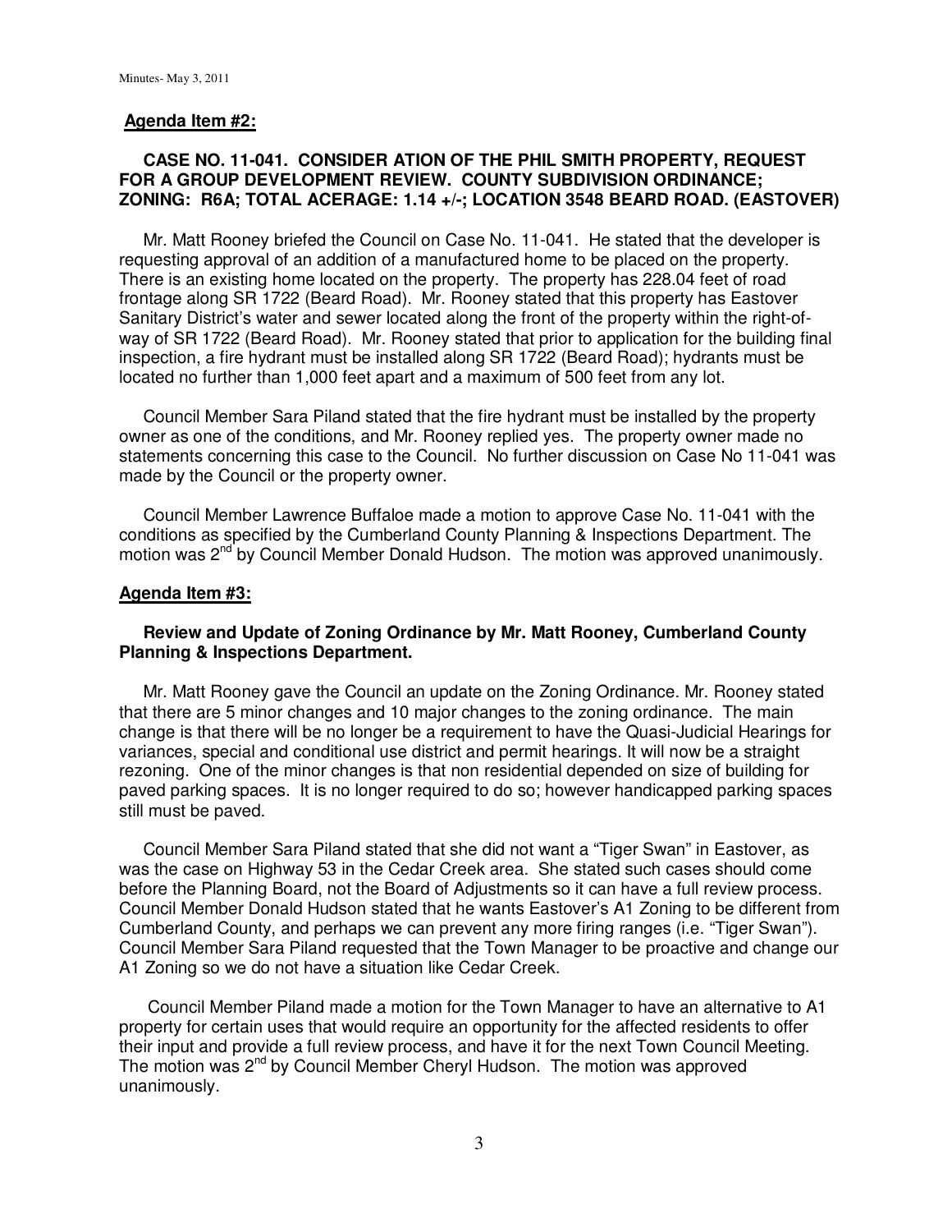**Agenda Item #2:**

**CASE NO. 11-041. CONSIDER ATION OF THE PHIL SMITH PROPERTY, REQUEST FOR A GROUP DEVELOPMENT REVIEW. COUNTY SUBDIVISION ORDINANCE; ZONING: R6A; TOTAL ACERAGE: 1.14 +/-; LOCATION 3548 BEARD ROAD. (EASTOVER)**

Mr. Matt Rooney briefed the Council on Case No. 11-041. He stated that the developer is requesting approval of an addition of a manufactured home to be placed on the property. There is an existing home located on the property. The property has 228.04 feet of road frontage along SR 1722 (Beard Road). Mr. Rooney stated that this property has Eastover Sanitary District's water and sewer located along the front of the property within the right-of-way of SR 1722 (Beard Road). Mr. Rooney stated that prior to application for the building final inspection, a fire hydrant must be installed along SR 1722 (Beard Road); hydrants must be located no further than 1,000 feet apart and a maximum of 500 feet from any lot.

Council Member Sara Piland stated that the fire hydrant must be installed by the property owner as one of the conditions, and Mr. Rooney replied yes. The property owner made no statements concerning this case to the Council. No further discussion on Case No 11-041 was made by the Council or the property owner.

Council Member Lawrence Buffaloe made a motion to approve Case No. 11-041 with the conditions as specified by the Cumberland County Planning & Inspections Department. The motion was 2nd by Council Member Donald Hudson. The motion was approved unanimously.

**Agenda Item #3:**

**Review and Update of Zoning Ordinance by Mr. Matt Rooney, Cumberland County Planning & Inspections Department.**

Mr. Matt Rooney gave the Council an update on the Zoning Ordinance. Mr. Rooney stated that there are 5 minor changes and 10 major changes to the zoning ordinance. The main change is that there will be no longer be a requirement to have the Quasi-Judicial Hearings for variances, special and conditional use district and permit hearings. It will now be a straight rezoning. One of the minor changes is that non residential depended on size of building for paved parking spaces. It is no longer required to do so; however handicapped parking spaces still must be paved.

Council Member Sara Piland stated that she did not want a "Tiger Swan" in Eastover, as was the case on Highway 53 in the Cedar Creek area. She stated such cases should come before the Planning Board, not the Board of Adjustments so it can have a full review process. Council Member Donald Hudson stated that he wants Eastover's A1 Zoning to be different from Cumberland County, and perhaps we can prevent any more firing ranges (i.e. "Tiger Swan"). Council Member Sara Piland requested that the Town Manager to be proactive and change our A1 Zoning so we do not have a situation like Cedar Creek.

Council Member Piland made a motion for the Town Manager to have an alternative to A1 property for certain uses that would require an opportunity for the affected residents to offer their input and provide a full review process, and have it for the next Town Council Meeting. The motion was 2nd by Council Member Cheryl Hudson. The motion was approved unanimously.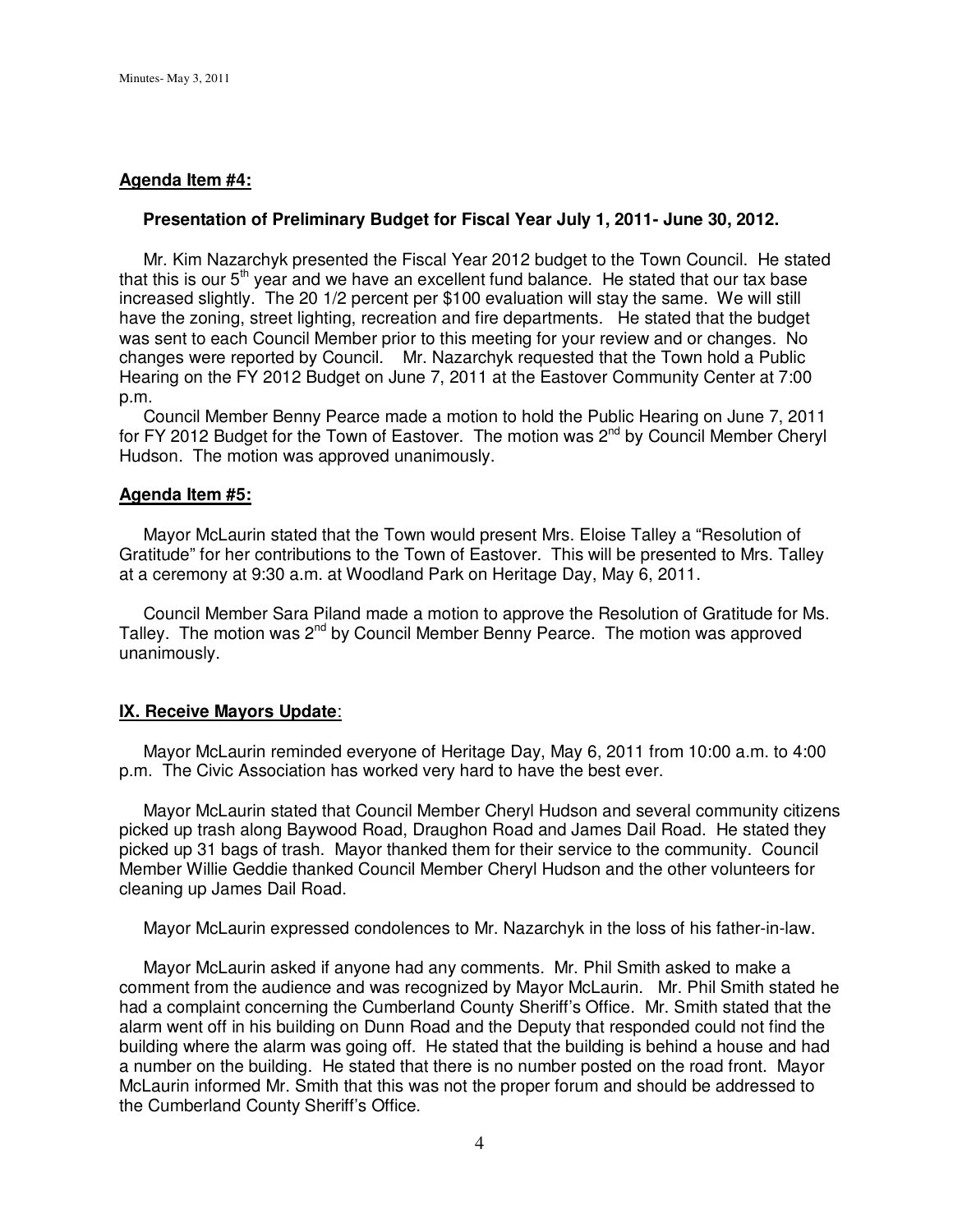**Agenda Item #4:**

**Presentation of Preliminary Budget for Fiscal Year July 1, 2011- June 30, 2012.**

Mr. Kim Nazarchyk presented the Fiscal Year 2012 budget to the Town Council. He stated that this is our 5th year and we have an excellent fund balance. He stated that our tax base increased slightly. The 20 1/2 percent per $100 evaluation will stay the same. We will still have the zoning, street lighting, recreation and fire departments. He stated that the budget was sent to each Council Member prior to this meeting for your review and or changes. No changes were reported by Council. Mr. Nazarchyk requested that the Town hold a Public Hearing on the FY 2012 Budget on June 7, 2011 at the Eastover Community Center at 7:00 p.m.

Council Member Benny Pearce made a motion to hold the Public Hearing on June 7, 2011 for FY 2012 Budget for the Town of Eastover. The motion was 2nd by Council Member Cheryl Hudson. The motion was approved unanimously.

**Agenda Item #5:**

Mayor McLaurin stated that the Town would present Mrs. Eloise Talley a "Resolution of Gratitude" for her contributions to the Town of Eastover. This will be presented to Mrs. Talley at a ceremony at 9:30 a.m. at Woodland Park on Heritage Day, May 6, 2011.

Council Member Sara Piland made a motion to approve the Resolution of Gratitude for Ms. Talley. The motion was 2nd by Council Member Benny Pearce. The motion was approved unanimously.

**IX. Receive Mayors Update**:

Mayor McLaurin reminded everyone of Heritage Day, May 6, 2011 from 10:00 a.m. to 4:00 p.m. The Civic Association has worked very hard to have the best ever.

Mayor McLaurin stated that Council Member Cheryl Hudson and several community citizens picked up trash along Baywood Road, Draughon Road and James Dail Road. He stated they picked up 31 bags of trash. Mayor thanked them for their service to the community. Council Member Willie Geddie thanked Council Member Cheryl Hudson and the other volunteers for cleaning up James Dail Road.

Mayor McLaurin expressed condolences to Mr. Nazarchyk in the loss of his father-in-law.

Mayor McLaurin asked if anyone had any comments. Mr. Phil Smith asked to make a comment from the audience and was recognized by Mayor McLaurin. Mr. Phil Smith stated he had a complaint concerning the Cumberland County Sheriff's Office. Mr. Smith stated that the alarm went off in his building on Dunn Road and the Deputy that responded could not find the building where the alarm was going off. He stated that the building is behind a house and had a number on the building. He stated that there is no number posted on the road front. Mayor McLaurin informed Mr. Smith that this was not the proper forum and should be addressed to the Cumberland County Sheriff's Office.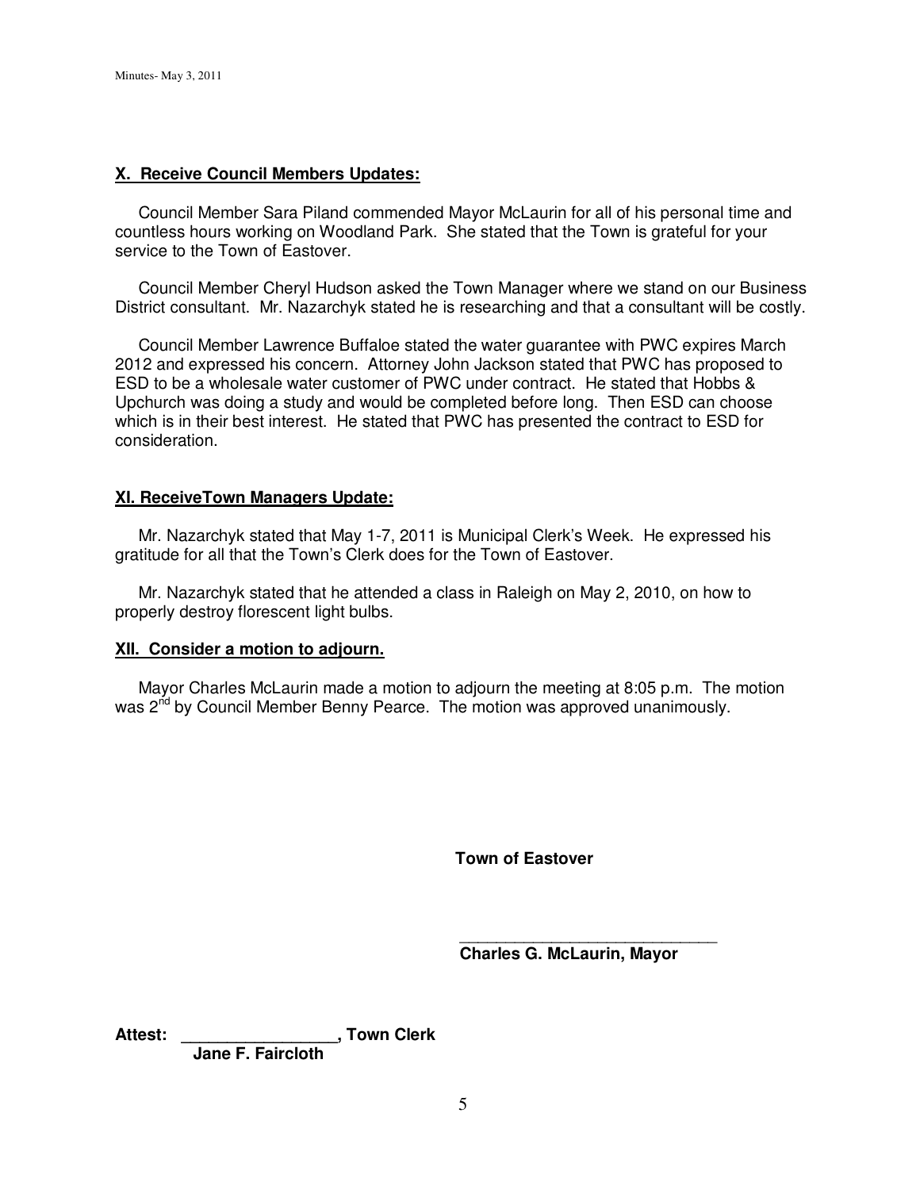**X. Receive Council Members Updates:**

Council Member Sara Piland commended Mayor McLaurin for all of his personal time and countless hours working on Woodland Park. She stated that the Town is grateful for your service to the Town of Eastover.

Council Member Cheryl Hudson asked the Town Manager where we stand on our Business District consultant. Mr. Nazarchyk stated he is researching and that a consultant will be costly.

Council Member Lawrence Buffaloe stated the water guarantee with PWC expires March 2012 and expressed his concern. Attorney John Jackson stated that PWC has proposed to ESD to be a wholesale water customer of PWC under contract. He stated that Hobbs & Upchurch was doing a study and would be completed before long. Then ESD can choose which is in their best interest. He stated that PWC has presented the contract to ESD for consideration.

**XI. ReceiveTown Managers Update:**

Mr. Nazarchyk stated that May 1-7, 2011 is Municipal Clerk's Week. He expressed his gratitude for all that the Town's Clerk does for the Town of Eastover.

Mr. Nazarchyk stated that he attended a class in Raleigh on May 2, 2010, on how to properly destroy florescent light bulbs.

**XII. Consider a motion to adjourn.**

Mayor Charles McLaurin made a motion to adjourn the meeting at 8:05 p.m. The motion was 2nd by Council Member Benny Pearce. The motion was approved unanimously.

**Town of Eastover**

_____________________________
**Charles G. McLaurin, Mayor**

**Attest: _________________, Town Clerk**
**Jane F. Faircloth**